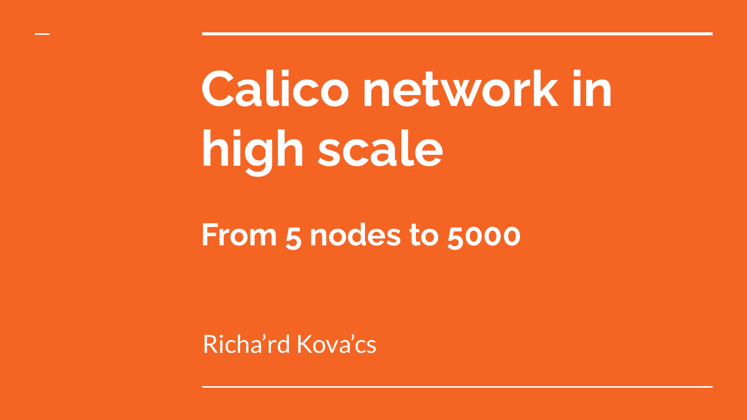# Calico network in high scale

## From 5 nodes to 5000

Richa’rd Kova’cs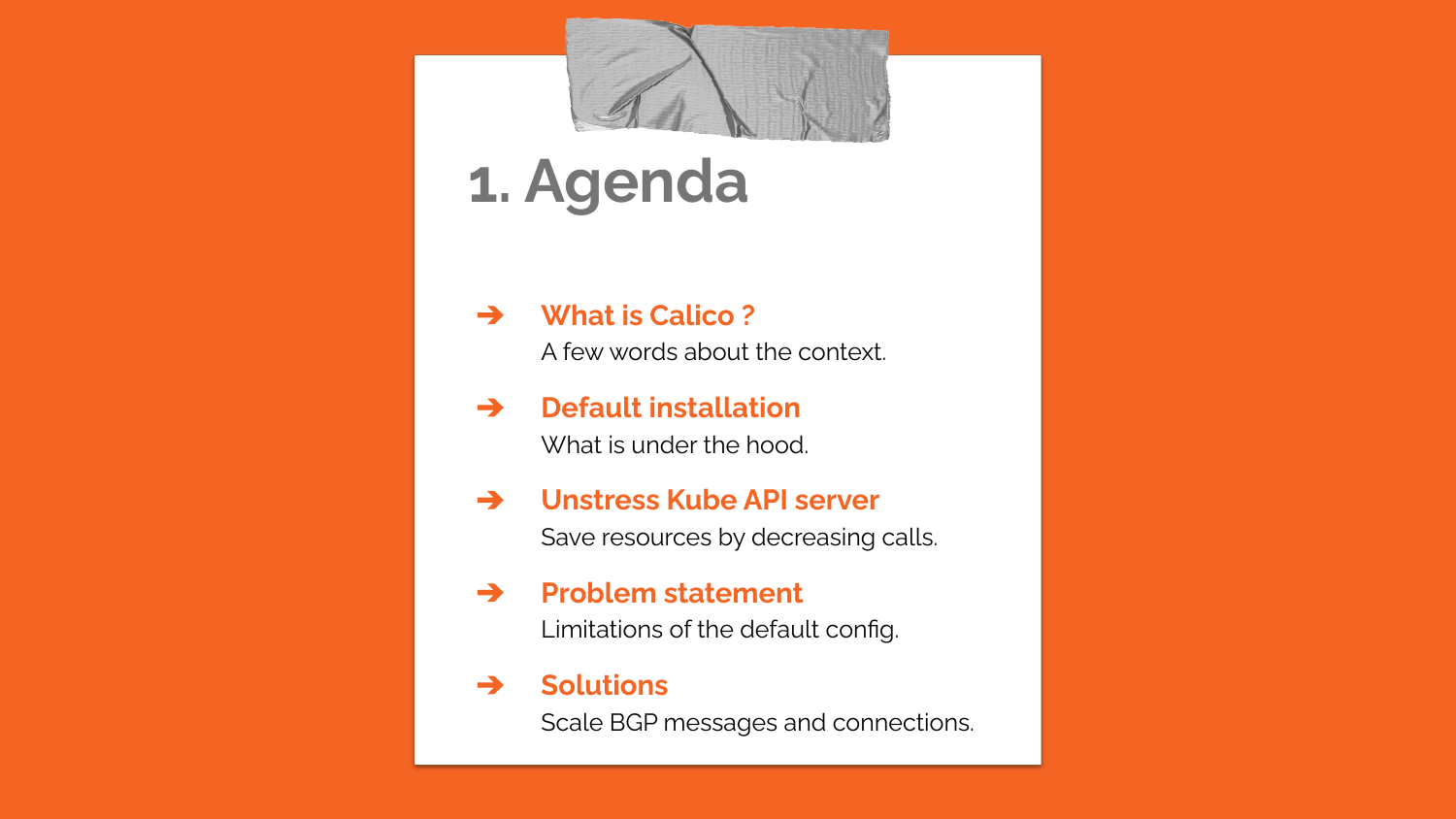# 1. Agenda

- **What is Calico ?**
  A few words about the context.
- **Default installation**
  What is under the hood.
- **Unstress Kube API server**
  Save resources by decreasing calls.
- **Problem statement**
  Limitations of the default config.
- **Solutions**
  Scale BGP messages and connections.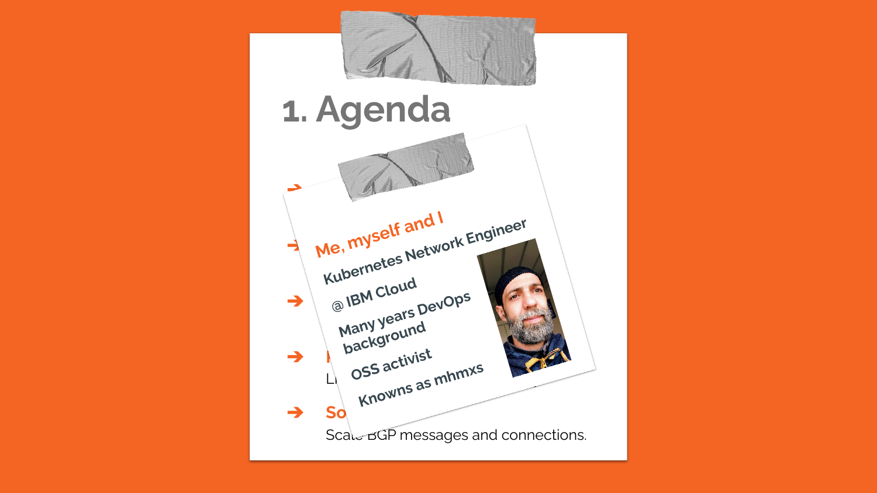# 1. Agenda

## Me, myself and I

- Kubernetes Network Engineer
- @ IBM Cloud
- Many years DevOps background
- OSS activist
- Knowns as mhmxs

➔ L…

➔ So…

Scale BGP messages and connections.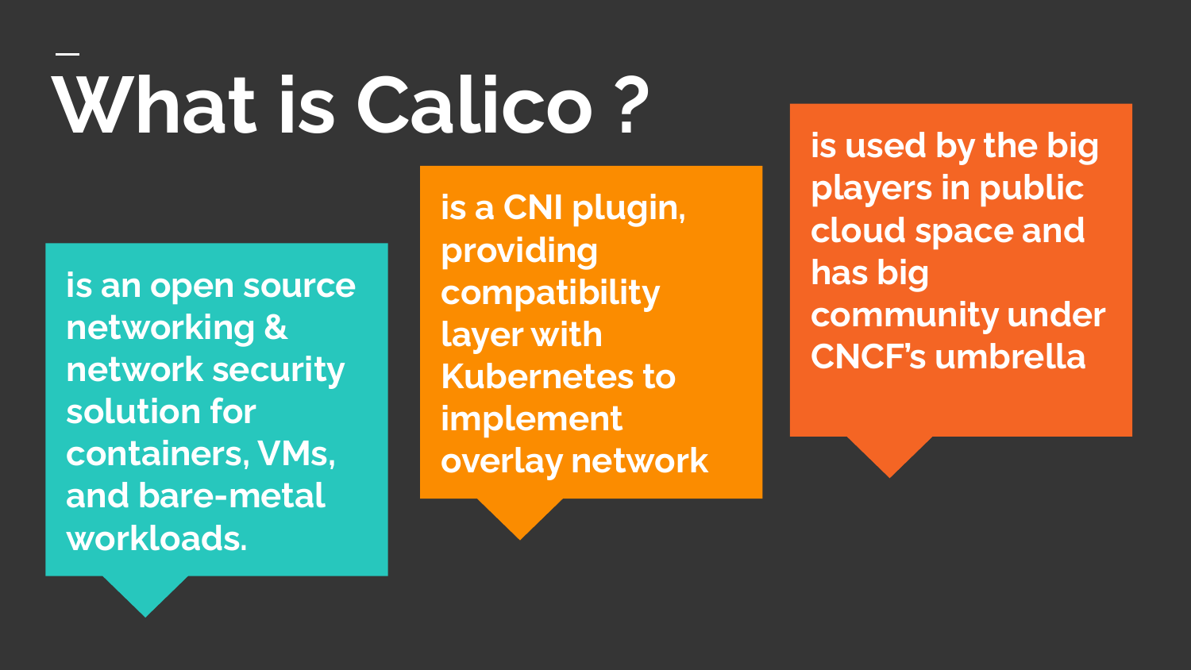# What is Calico ?

is an open source networking & network security solution for containers, VMs, and bare-metal workloads.

is a CNI plugin, providing compatibility layer with Kubernetes to implement overlay network

is used by the big players in public cloud space and has big community under CNCF's umbrella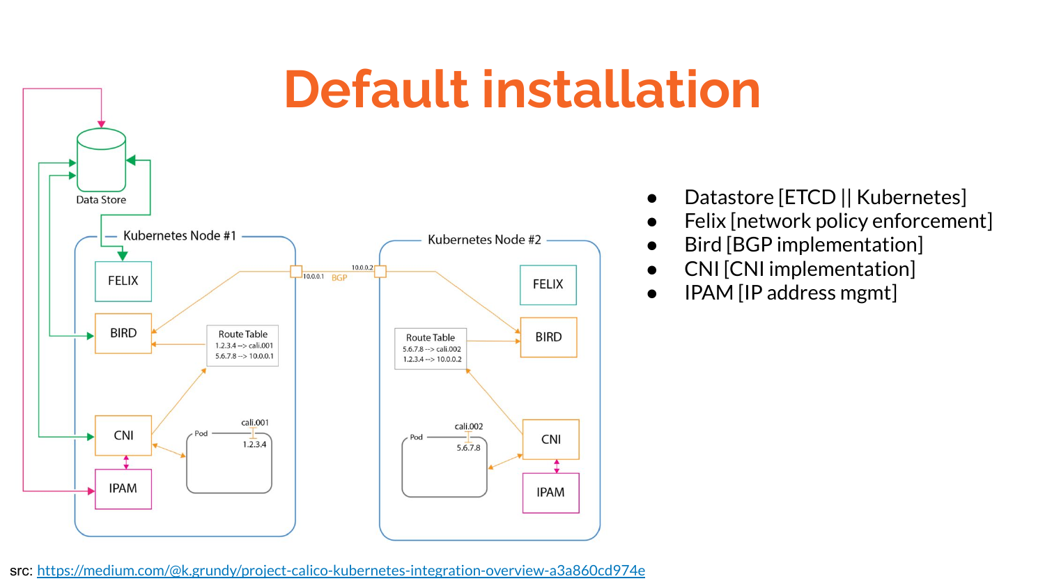# Default installation

- Datastore [ETCD || Kubernetes]
- Felix [network policy enforcement]
- Bird [BGP implementation]
- CNI [CNI implementation]
- IPAM [IP address mgmt]

src: [https://medium.com/@k.grundy/project-calico-kubernetes-integration-overview-a3a860cd974e](https://medium.com/@k.grundy/project-calico-kubernetes-integration-overview-a3a860cd974e)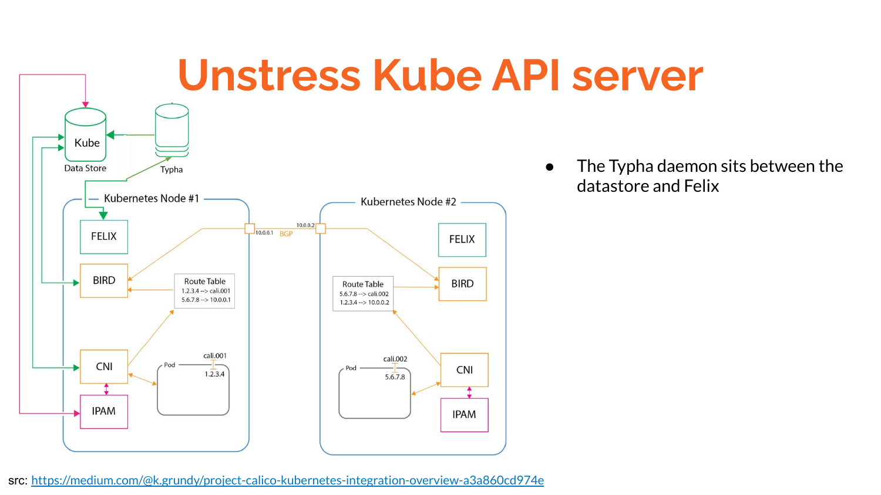# Unstress Kube API server

- The Typha daemon sits between the datastore and Felix

src: https://medium.com/@k.grundy/project-calico-kubernetes-integration-overview-a3a860cd974e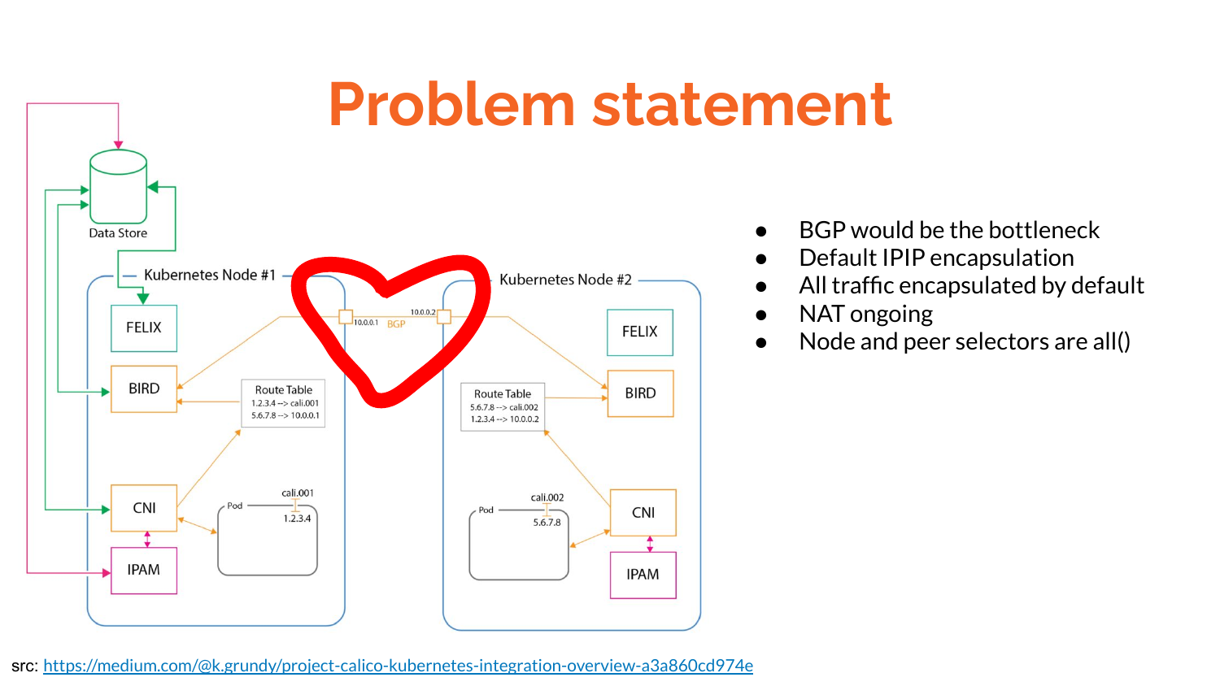# Problem statement

- BGP would be the bottleneck
- Default IPIP encapsulation
- All traffic encapsulated by default
- NAT ongoing
- Node and peer selectors are all()

src: https://medium.com/@k.grundy/project-calico-kubernetes-integration-overview-a3a860cd974e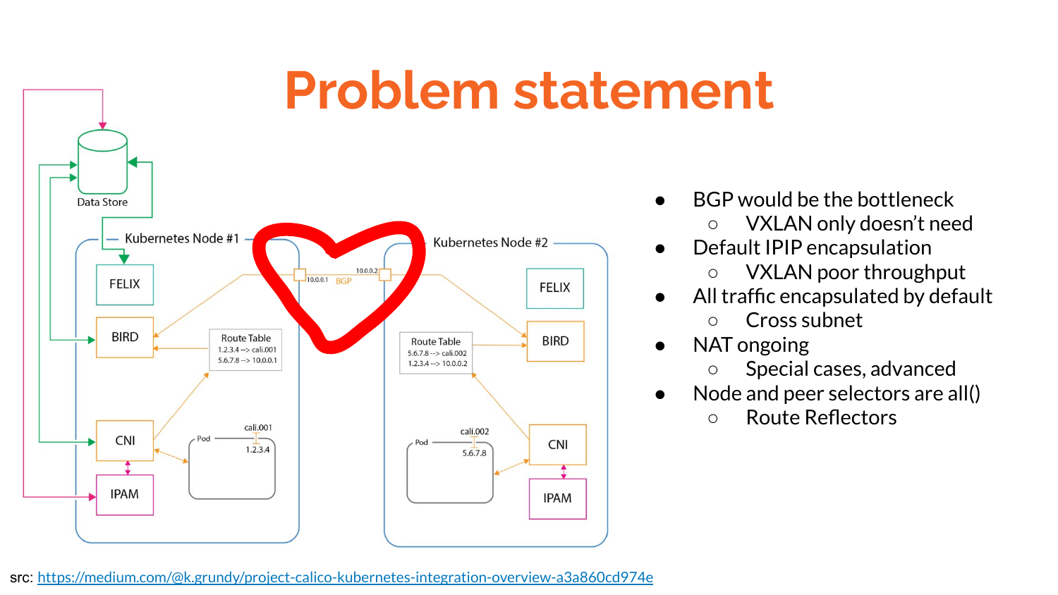# Problem statement

- BGP would be the bottleneck
  - VXLAN only doesn't need
- Default IPIP encapsulation
  - VXLAN poor throughput
- All traffic encapsulated by default
  - Cross subnet
- NAT ongoing
  - Special cases, advanced
- Node and peer selectors are all()
  - Route Reflectors

src: https://medium.com/@k.grundy/project-calico-kubernetes-integration-overview-a3a860cd974e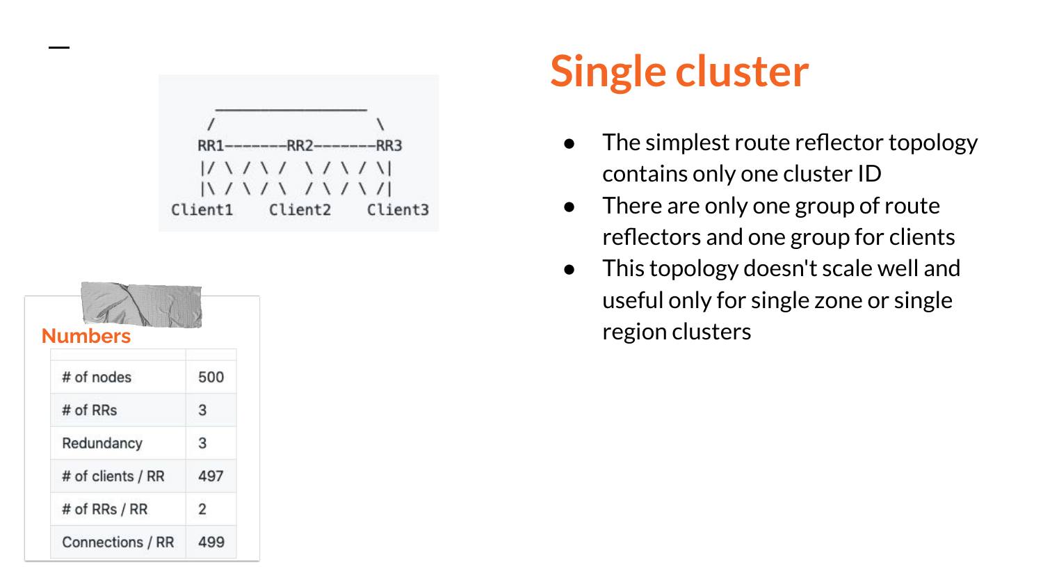# Single cluster

```
    ________________
   /                \
  RR1-------RR2-------RR3
  |/ \ / \ /  \ / \ / \|
  |\ / \ / \  / \ / \ /|
Client1    Client2    Client3
```

- The simplest route reflector topology contains only one cluster ID
- There are only one group of route reflectors and one group for clients
- This topology doesn't scale well and useful only for single zone or single region clusters

## Numbers

| | |
|---|---|
| # of nodes | 500 |
| # of RRs | 3 |
| Redundancy | 3 |
| # of clients / RR | 497 |
| # of RRs / RR | 2 |
| Connections / RR | 499 |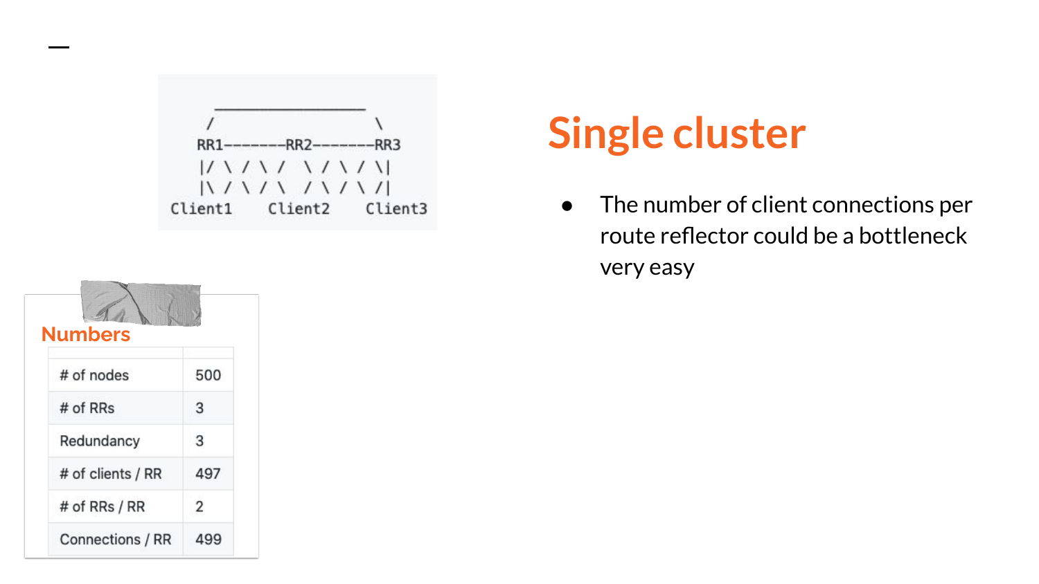```
      _________________
     /                 \
   RR1-------RR2-------RR3
   |/ \ / \ /   \ / \ / \|
   |\ / \ / \   / \ / \ /|
Client1     Client2     Client3
```

# Single cluster

- The number of client connections per route reflector could be a bottleneck very easy

## Numbers

| | |
|---|---|
| # of nodes | 500 |
| # of RRs | 3 |
| Redundancy | 3 |
| # of clients / RR | 497 |
| # of RRs / RR | 2 |
| Connections / RR | 499 |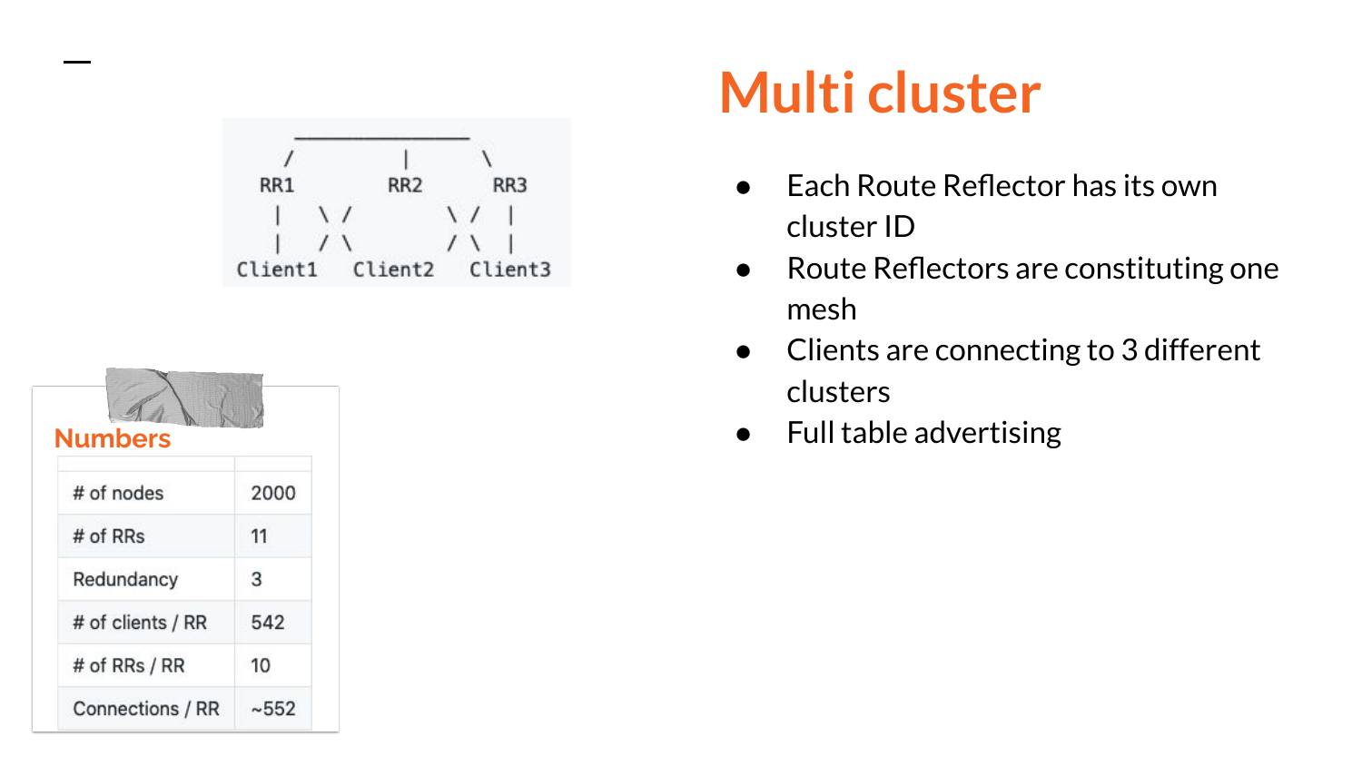# Multi cluster

```
 ________________
 /       |       \
RR1     RR2      RR3
 |  \ /      \ /  |
 |  / \      / \  |
Client1  Client2  Client3
```

- Each Route Reflector has its own cluster ID
- Route Reflectors are constituting one mesh
- Clients are connecting to 3 different clusters
- Full table advertising

## Numbers

| | |
|---|---|
| # of nodes | 2000 |
| # of RRs | 11 |
| Redundancy | 3 |
| # of clients / RR | 542 |
| # of RRs / RR | 10 |
| Connections / RR | ~552 |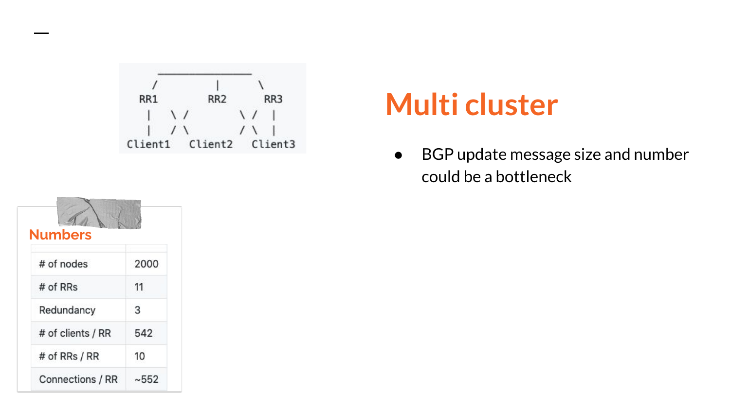# Multi cluster

```
        ________________
      /         |         \
    RR1        RR2        RR3
     |   \ /         \ /   |
     |   / \         / \   |
  Client1   Client2   Client3
```

- BGP update message size and number could be a bottleneck

**Numbers**

| | |
|---|---|
| # of nodes | 2000 |
| # of RRs | 11 |
| Redundancy | 3 |
| # of clients / RR | 542 |
| # of RRs / RR | 10 |
| Connections / RR | ~552 |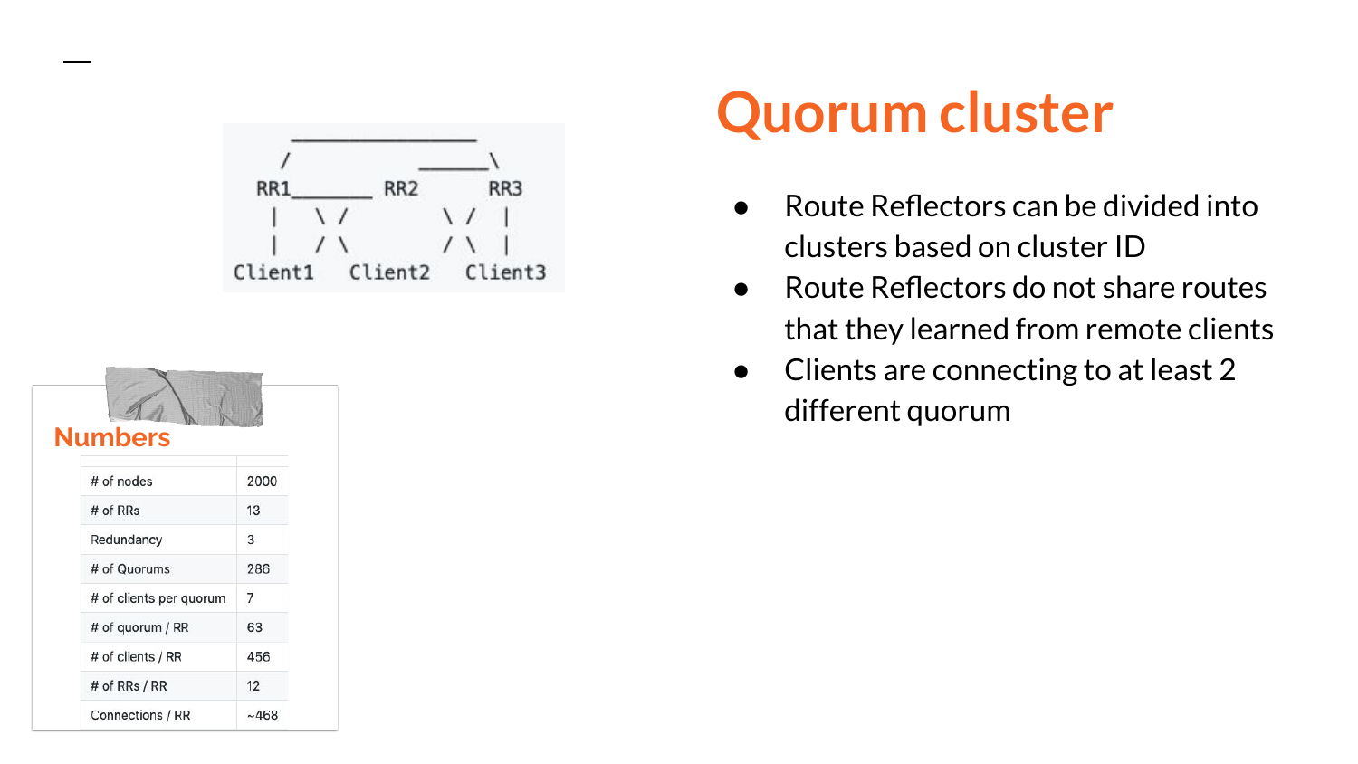# Quorum cluster

```
     __________________
    /                  ______\
  RR1_______      RR2        RR3
   |    \ /            \ /    |
   |    / \            / \    |
Client1    Client2      Client3
```

- Route Reflectors can be divided into clusters based on cluster ID
- Route Reflectors do not share routes that they learned from remote clients
- Clients are connecting to at least 2 different quorum

## Numbers

| | |
|---|---|
| # of nodes | 2000 |
| # of RRs | 13 |
| Redundancy | 3 |
| # of Quorums | 286 |
| # of clients per quorum | 7 |
| # of quorum / RR | 63 |
| # of clients / RR | 456 |
| # of RRs / RR | 12 |
| Connections / RR | ~468 |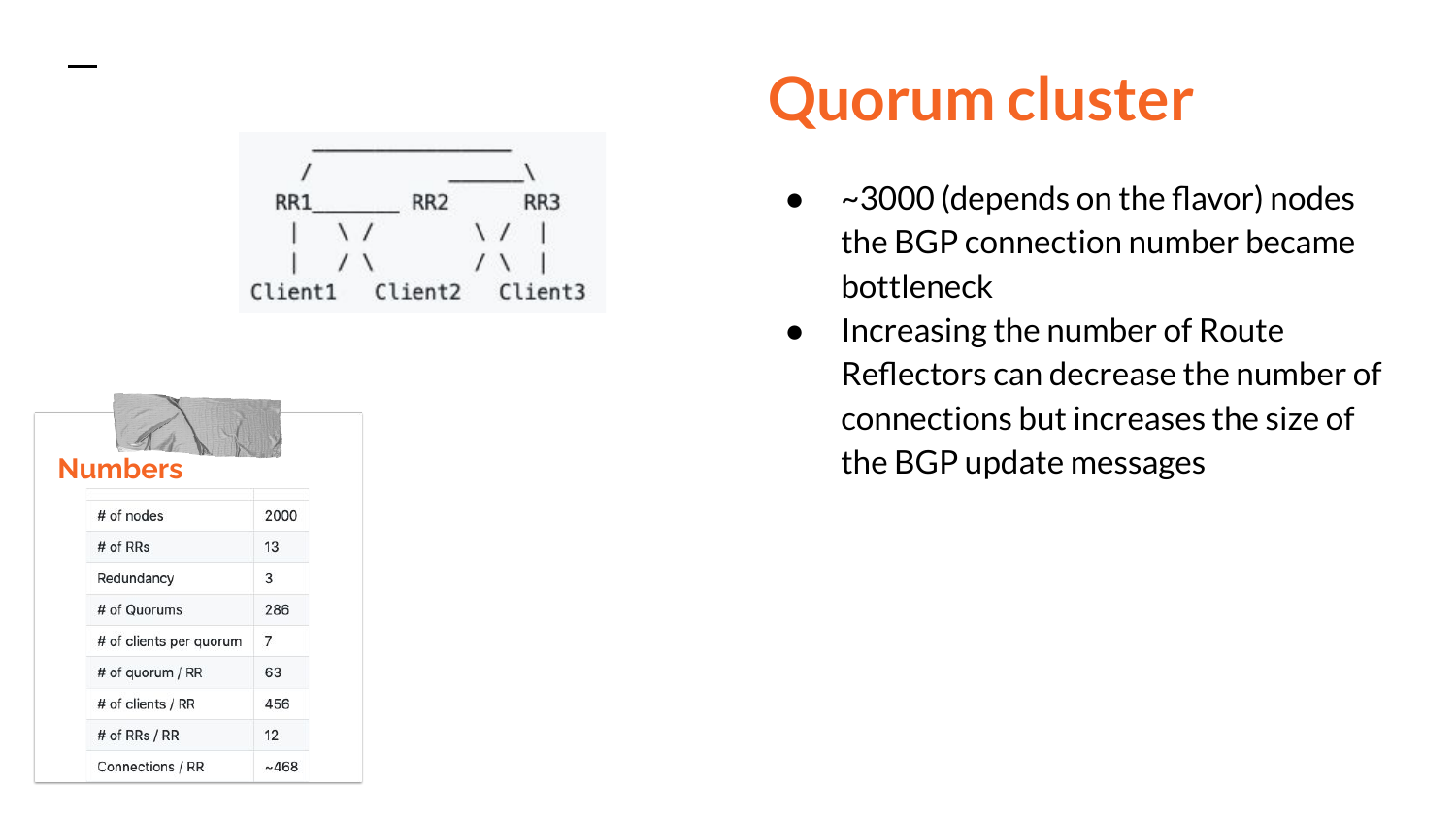# Quorum cluster

- ~3000 (depends on the flavor) nodes the BGP connection number became bottleneck
- Increasing the number of Route Reflectors can decrease the number of connections but increases the size of the BGP update messages

```
      __________________
     /                  \
    /            _______\
  RR1_______   RR2        RR3
   |    \ /        \ /    |
   |    / \        / \    |
 Client1   Client2   Client3
```

## Numbers

| | |
|---|---|
| # of nodes | 2000 |
| # of RRs | 13 |
| Redundancy | 3 |
| # of Quorums | 286 |
| # of clients per quorum | 7 |
| # of quorum / RR | 63 |
| # of clients / RR | 456 |
| # of RRs / RR | 12 |
| Connections / RR | ~468 |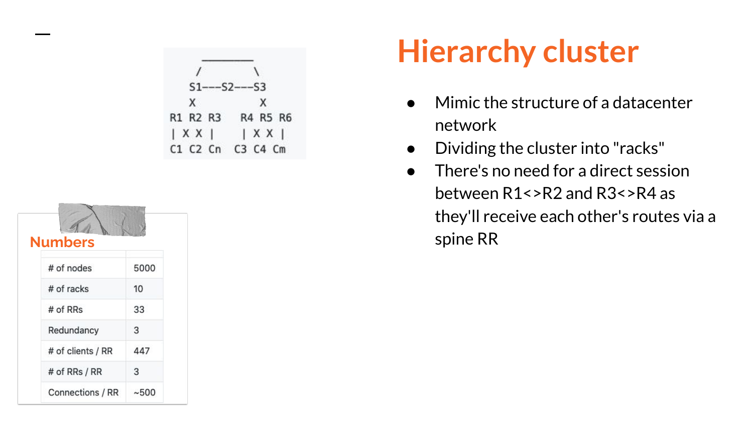# Hierarchy cluster

```
     ________
    /        \
   S1---S2---S3
   X         X
R1  R2  R3   R4  R5  R6
|  X  X  |    |  X  X  |
C1  C2  Cn   C3  C4  Cm
```

- Mimic the structure of a datacenter network
- Dividing the cluster into "racks"
- There's no need for a direct session between R1<>R2 and R3<>R4 as they'll receive each other's routes via a spine RR

## Numbers

| | |
|---|---|
| # of nodes | 5000 |
| # of racks | 10 |
| # of RRs | 33 |
| Redundancy | 3 |
| # of clients / RR | 447 |
| # of RRs / RR | 3 |
| Connections / RR | ~500 |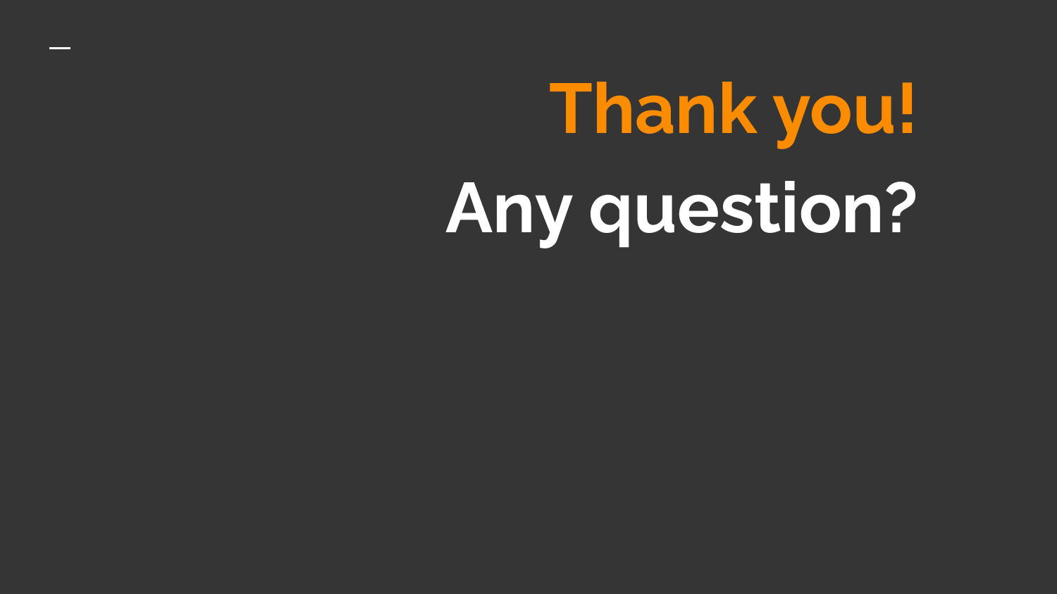# Thank you!

# Any question?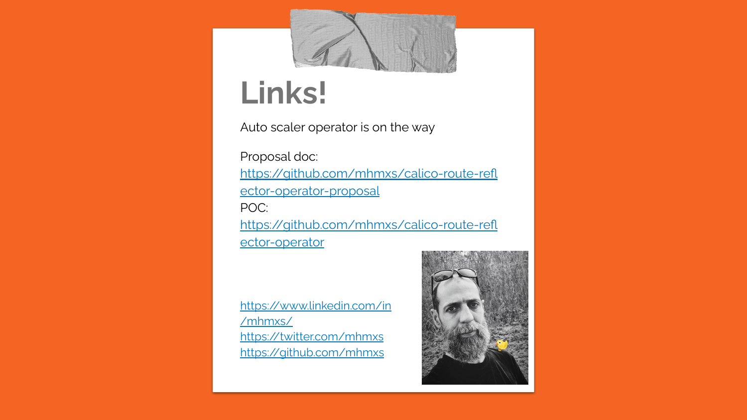# Links!

Auto scaler operator is on the way

Proposal doc:
https://github.com/mhmxs/calico-route-reflector-operator-proposal
POC:
https://github.com/mhmxs/calico-route-reflector-operator

https://www.linkedin.com/in/mhmxs/
https://twitter.com/mhmxs
https://github.com/mhmxs